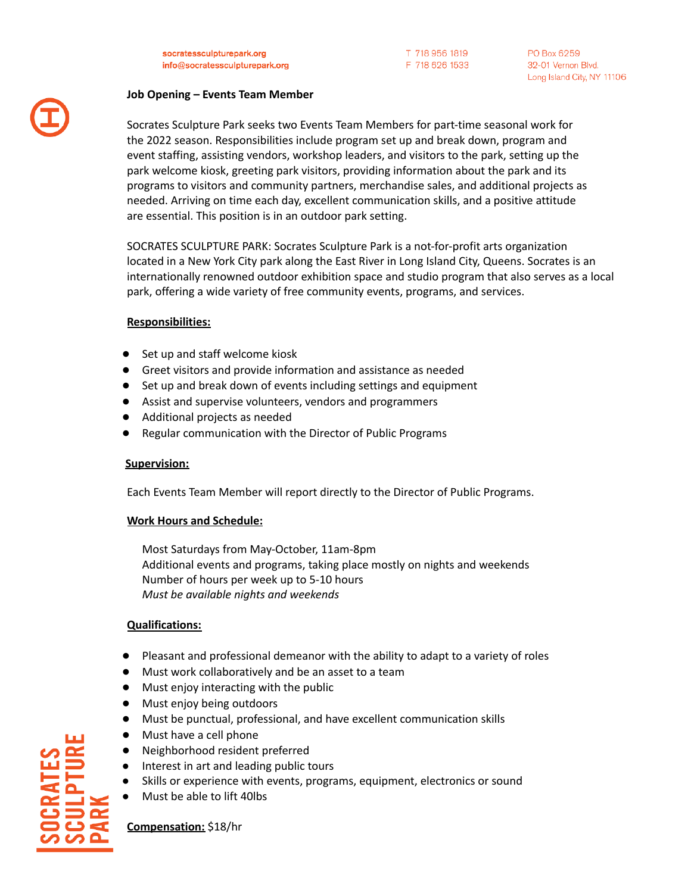socratessculpturepark.org
info@socratessculpturepark.org

T 718 956 1819
F 718 626 1533

PO Box 6259
32-01 Vernon Blvd.
Long Island City, NY 11106

**Job Opening – Events Team Member**

Socrates Sculpture Park seeks two Events Team Members for part-time seasonal work for the 2022 season. Responsibilities include program set up and break down, program and event staffing, assisting vendors, workshop leaders, and visitors to the park, setting up the park welcome kiosk, greeting park visitors, providing information about the park and its programs to visitors and community partners, merchandise sales, and additional projects as needed. Arriving on time each day, excellent communication skills, and a positive attitude are essential. This position is in an outdoor park setting.

SOCRATES SCULPTURE PARK: Socrates Sculpture Park is a not-for-profit arts organization located in a New York City park along the East River in Long Island City, Queens. Socrates is an internationally renowned outdoor exhibition space and studio program that also serves as a local park, offering a wide variety of free community events, programs, and services.

**Responsibilities:**

- Set up and staff welcome kiosk
- Greet visitors and provide information and assistance as needed
- Set up and break down of events including settings and equipment
- Assist and supervise volunteers, vendors and programmers
- Additional projects as needed
- Regular communication with the Director of Public Programs

**Supervision:**

Each Events Team Member will report directly to the Director of Public Programs.

**Work Hours and Schedule:**

Most Saturdays from May-October, 11am-8pm
Additional events and programs, taking place mostly on nights and weekends
Number of hours per week up to 5-10 hours
*Must be available nights and weekends*

**Qualifications:**

- Pleasant and professional demeanor with the ability to adapt to a variety of roles
- Must work collaboratively and be an asset to a team
- Must enjoy interacting with the public
- Must enjoy being outdoors
- Must be punctual, professional, and have excellent communication skills
- Must have a cell phone
- Neighborhood resident preferred
- Interest in art and leading public tours
- Skills or experience with events, programs, equipment, electronics or sound
- Must be able to lift 40lbs

**Compensation:** $18/hr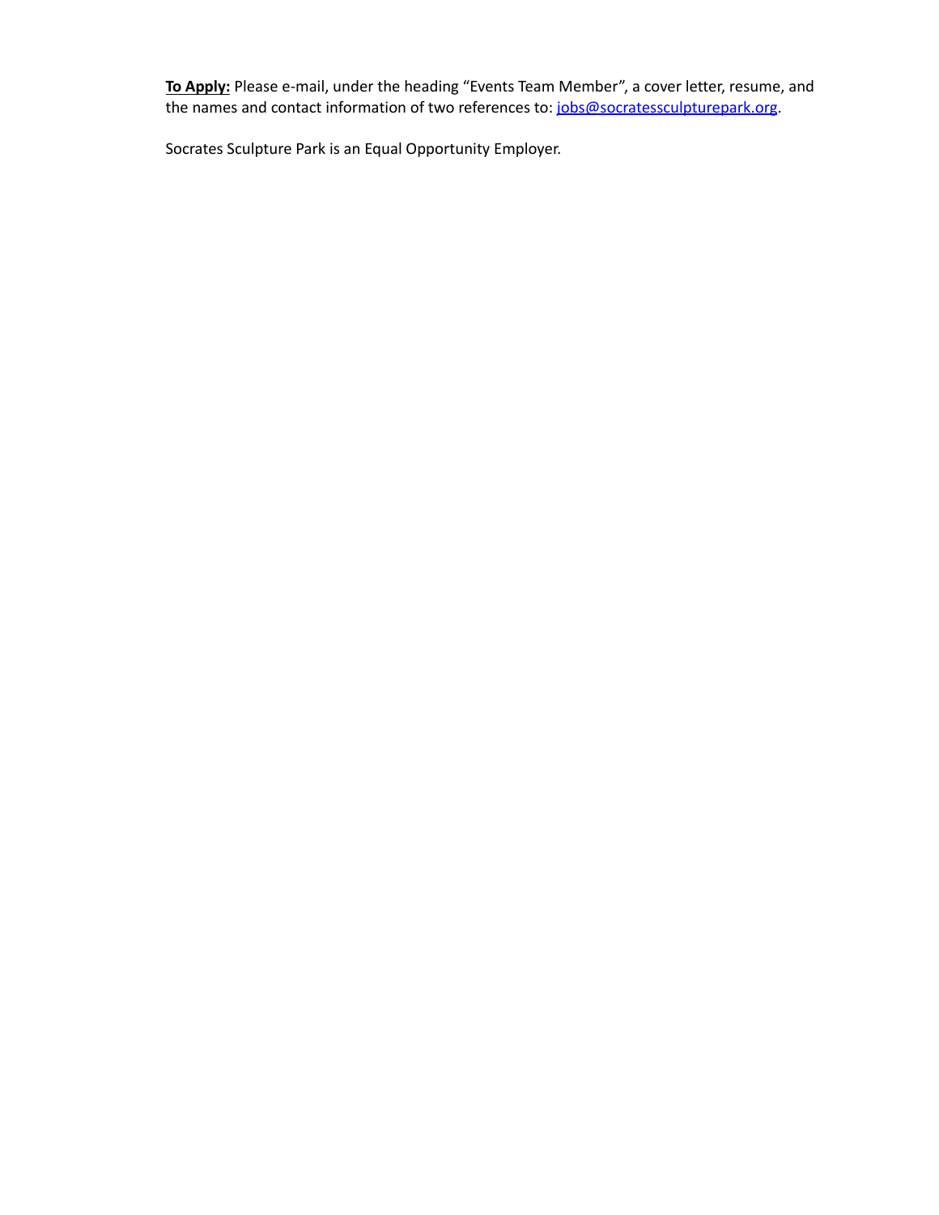**<u>To Apply:</u>** Please e-mail, under the heading "Events Team Member", a cover letter, resume, and the names and contact information of two references to: jobs@socratessculpturepark.org.

Socrates Sculpture Park is an Equal Opportunity Employer.